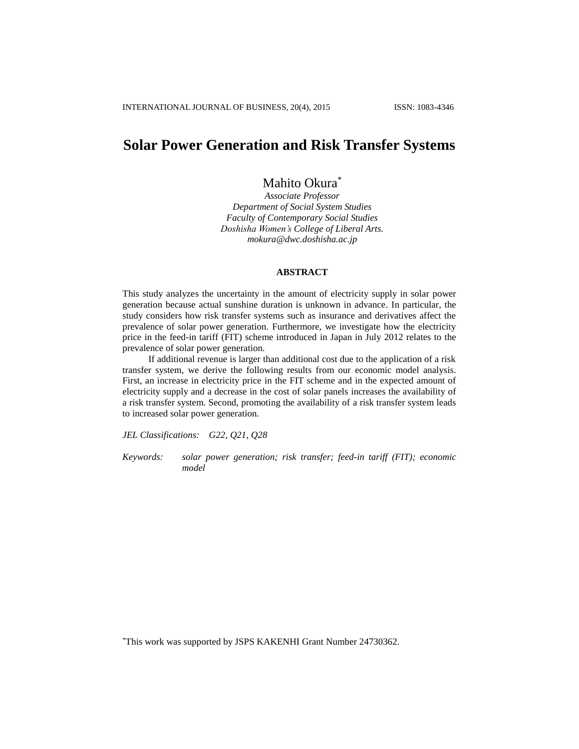# Solar Power Generation and Risk Transfer Systems

Mahito Okura[*]

*Associate Professor*
*Department of Social System Studies*
*Faculty of Contemporary Social Studies*
*Doshisha Women's College of Liberal Arts.*
*mokura@dwc.doshisha.ac.jp*

## ABSTRACT

This study analyzes the uncertainty in the amount of electricity supply in solar power generation because actual sunshine duration is unknown in advance. In particular, the study considers how risk transfer systems such as insurance and derivatives affect the prevalence of solar power generation. Furthermore, we investigate how the electricity price in the feed-in tariff (FIT) scheme introduced in Japan in July 2012 relates to the prevalence of solar power generation.

If additional revenue is larger than additional cost due to the application of a risk transfer system, we derive the following results from our economic model analysis. First, an increase in electricity price in the FIT scheme and in the expected amount of electricity supply and a decrease in the cost of solar panels increases the availability of a risk transfer system. Second, promoting the availability of a risk transfer system leads to increased solar power generation.

*JEL Classifications:* *G22, Q21, Q28*

*Keywords:* *solar power generation; risk transfer; feed-in tariff (FIT); economic model*

[*]This work was supported by JSPS KAKENHI Grant Number 24730362.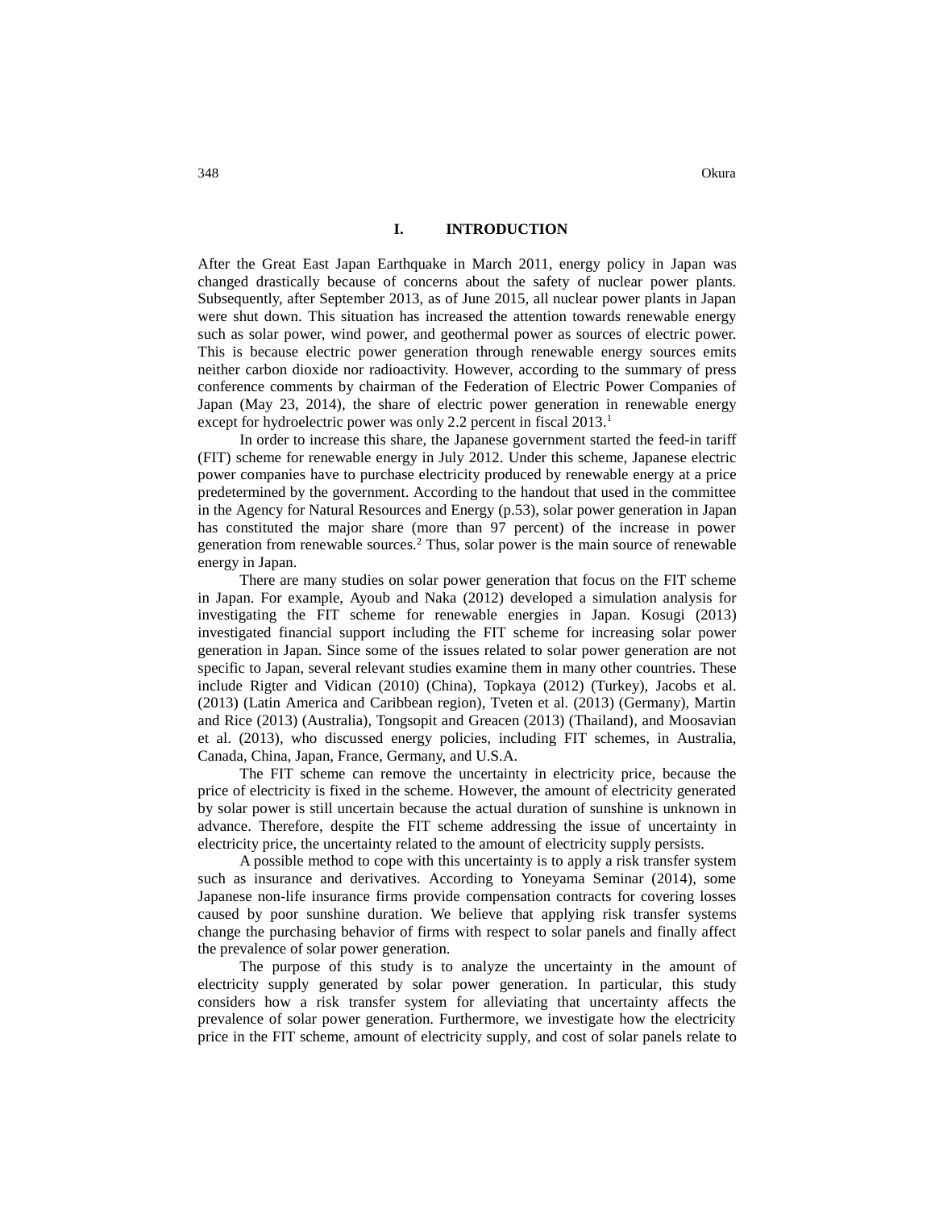# I. INTRODUCTION

After the Great East Japan Earthquake in March 2011, energy policy in Japan was changed drastically because of concerns about the safety of nuclear power plants. Subsequently, after September 2013, as of June 2015, all nuclear power plants in Japan were shut down. This situation has increased the attention towards renewable energy such as solar power, wind power, and geothermal power as sources of electric power. This is because electric power generation through renewable energy sources emits neither carbon dioxide nor radioactivity. However, according to the summary of press conference comments by chairman of the Federation of Electric Power Companies of Japan (May 23, 2014), the share of electric power generation in renewable energy except for hydroelectric power was only 2.2 percent in fiscal 2013.[1]

In order to increase this share, the Japanese government started the feed-in tariff (FIT) scheme for renewable energy in July 2012. Under this scheme, Japanese electric power companies have to purchase electricity produced by renewable energy at a price predetermined by the government. According to the handout that used in the committee in the Agency for Natural Resources and Energy (p.53), solar power generation in Japan has constituted the major share (more than 97 percent) of the increase in power generation from renewable sources.[2] Thus, solar power is the main source of renewable energy in Japan.

There are many studies on solar power generation that focus on the FIT scheme in Japan. For example, Ayoub and Naka (2012) developed a simulation analysis for investigating the FIT scheme for renewable energies in Japan. Kosugi (2013) investigated financial support including the FIT scheme for increasing solar power generation in Japan. Since some of the issues related to solar power generation are not specific to Japan, several relevant studies examine them in many other countries. These include Rigter and Vidican (2010) (China), Topkaya (2012) (Turkey), Jacobs et al. (2013) (Latin America and Caribbean region), Tveten et al. (2013) (Germany), Martin and Rice (2013) (Australia), Tongsopit and Greacen (2013) (Thailand), and Moosavian et al. (2013), who discussed energy policies, including FIT schemes, in Australia, Canada, China, Japan, France, Germany, and U.S.A.

The FIT scheme can remove the uncertainty in electricity price, because the price of electricity is fixed in the scheme. However, the amount of electricity generated by solar power is still uncertain because the actual duration of sunshine is unknown in advance. Therefore, despite the FIT scheme addressing the issue of uncertainty in electricity price, the uncertainty related to the amount of electricity supply persists.

A possible method to cope with this uncertainty is to apply a risk transfer system such as insurance and derivatives. According to Yoneyama Seminar (2014), some Japanese non-life insurance firms provide compensation contracts for covering losses caused by poor sunshine duration. We believe that applying risk transfer systems change the purchasing behavior of firms with respect to solar panels and finally affect the prevalence of solar power generation.

The purpose of this study is to analyze the uncertainty in the amount of electricity supply generated by solar power generation. In particular, this study considers how a risk transfer system for alleviating that uncertainty affects the prevalence of solar power generation. Furthermore, we investigate how the electricity price in the FIT scheme, amount of electricity supply, and cost of solar panels relate to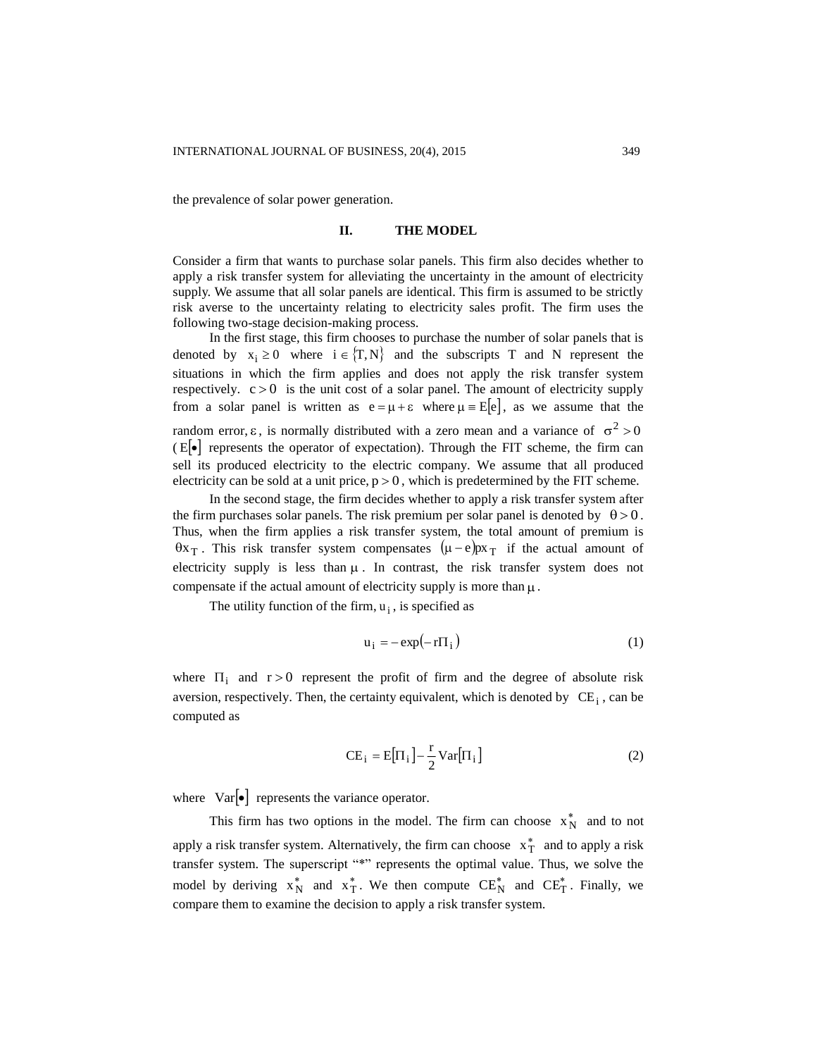the prevalence of solar power generation.

## II. THE MODEL

Consider a firm that wants to purchase solar panels. This firm also decides whether to apply a risk transfer system for alleviating the uncertainty in the amount of electricity supply. We assume that all solar panels are identical. This firm is assumed to be strictly risk averse to the uncertainty relating to electricity sales profit. The firm uses the following two-stage decision-making process.

In the first stage, this firm chooses to purchase the number of solar panels that is denoted by $x_i \geq 0$ where $i \in \{T, N\}$ and the subscripts T and N represent the situations in which the firm applies and does not apply the risk transfer system respectively. $c > 0$ is the unit cost of a solar panel. The amount of electricity supply from a solar panel is written as $e = \mu + \varepsilon$ where $\mu \equiv E[e]$, as we assume that the random error, $\varepsilon$, is normally distributed with a zero mean and a variance of $\sigma^2 > 0$ ($E[\bullet]$ represents the operator of expectation). Through the FIT scheme, the firm can sell its produced electricity to the electric company. We assume that all produced electricity can be sold at a unit price, $p > 0$, which is predetermined by the FIT scheme.

In the second stage, the firm decides whether to apply a risk transfer system after the firm purchases solar panels. The risk premium per solar panel is denoted by $\theta > 0$. Thus, when the firm applies a risk transfer system, the total amount of premium is $\theta x_T$. This risk transfer system compensates $(\mu - e)px_T$ if the actual amount of electricity supply is less than $\mu$. In contrast, the risk transfer system does not compensate if the actual amount of electricity supply is more than $\mu$.

The utility function of the firm, $u_i$, is specified as

$$u_i = -\exp(-r\Pi_i) \tag{1}$$

where $\Pi_i$ and $r > 0$ represent the profit of firm and the degree of absolute risk aversion, respectively. Then, the certainty equivalent, which is denoted by $CE_i$, can be computed as

$$CE_i = E[\Pi_i] - \frac{r}{2}\text{Var}[\Pi_i] \tag{2}$$

where $\text{Var}[\bullet]$ represents the variance operator.

This firm has two options in the model. The firm can choose $x_N^*$ and to not apply a risk transfer system. Alternatively, the firm can choose $x_T^*$ and to apply a risk transfer system. The superscript "*" represents the optimal value. Thus, we solve the model by deriving $x_N^*$ and $x_T^*$. We then compute $CE_N^*$ and $CE_T^*$. Finally, we compare them to examine the decision to apply a risk transfer system.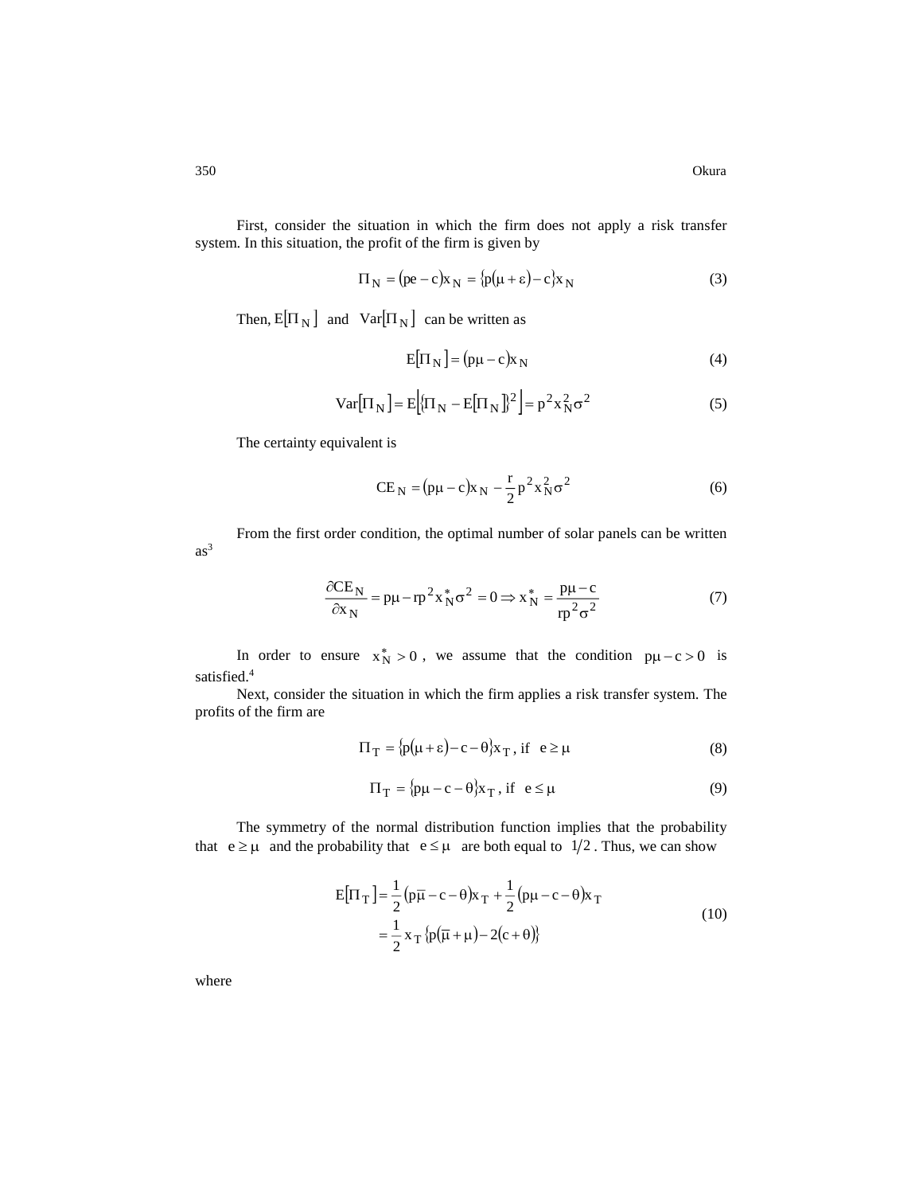First, consider the situation in which the firm does not apply a risk transfer system. In this situation, the profit of the firm is given by

$$\Pi_N = (pe - c)x_N = \{p(\mu + \varepsilon) - c\}x_N \tag{3}$$

Then, $E[\Pi_N]$ and $Var[\Pi_N]$ can be written as

$$E[\Pi_N] = (p\mu - c)x_N \tag{4}$$

$$Var[\Pi_N] = E\left[\{\Pi_N - E[\Pi_N]\}^2\right] = p^2 x_N^2 \sigma^2 \tag{5}$$

The certainty equivalent is

$$CE_N = (p\mu - c)x_N - \frac{r}{2}p^2 x_N^2 \sigma^2 \tag{6}$$

From the first order condition, the optimal number of solar panels can be written as[3]

$$\frac{\partial CE_N}{\partial x_N} = p\mu - rp^2 x_N^* \sigma^2 = 0 \Rightarrow x_N^* = \frac{p\mu - c}{rp^2\sigma^2} \tag{7}$$

In order to ensure $x_N^* > 0$, we assume that the condition $p\mu - c > 0$ is satisfied.[4]

Next, consider the situation in which the firm applies a risk transfer system. The profits of the firm are

$$\Pi_T = \{p(\mu + \varepsilon) - c - \theta\}x_T, \text{ if } \ e \geq \mu \tag{8}$$

$$\Pi_T = \{p\mu - c - \theta\}x_T, \text{ if } \ e \leq \mu \tag{9}$$

The symmetry of the normal distribution function implies that the probability that $e \geq \mu$ and the probability that $e \leq \mu$ are both equal to $1/2$. Thus, we can show

$$\begin{aligned} E[\Pi_T] &= \frac{1}{2}(p\bar{\mu} - c - \theta)x_T + \frac{1}{2}(p\mu - c - \theta)x_T \\ &= \frac{1}{2}x_T\{p(\bar{\mu} + \mu) - 2(c + \theta)\} \end{aligned} \tag{10}$$

where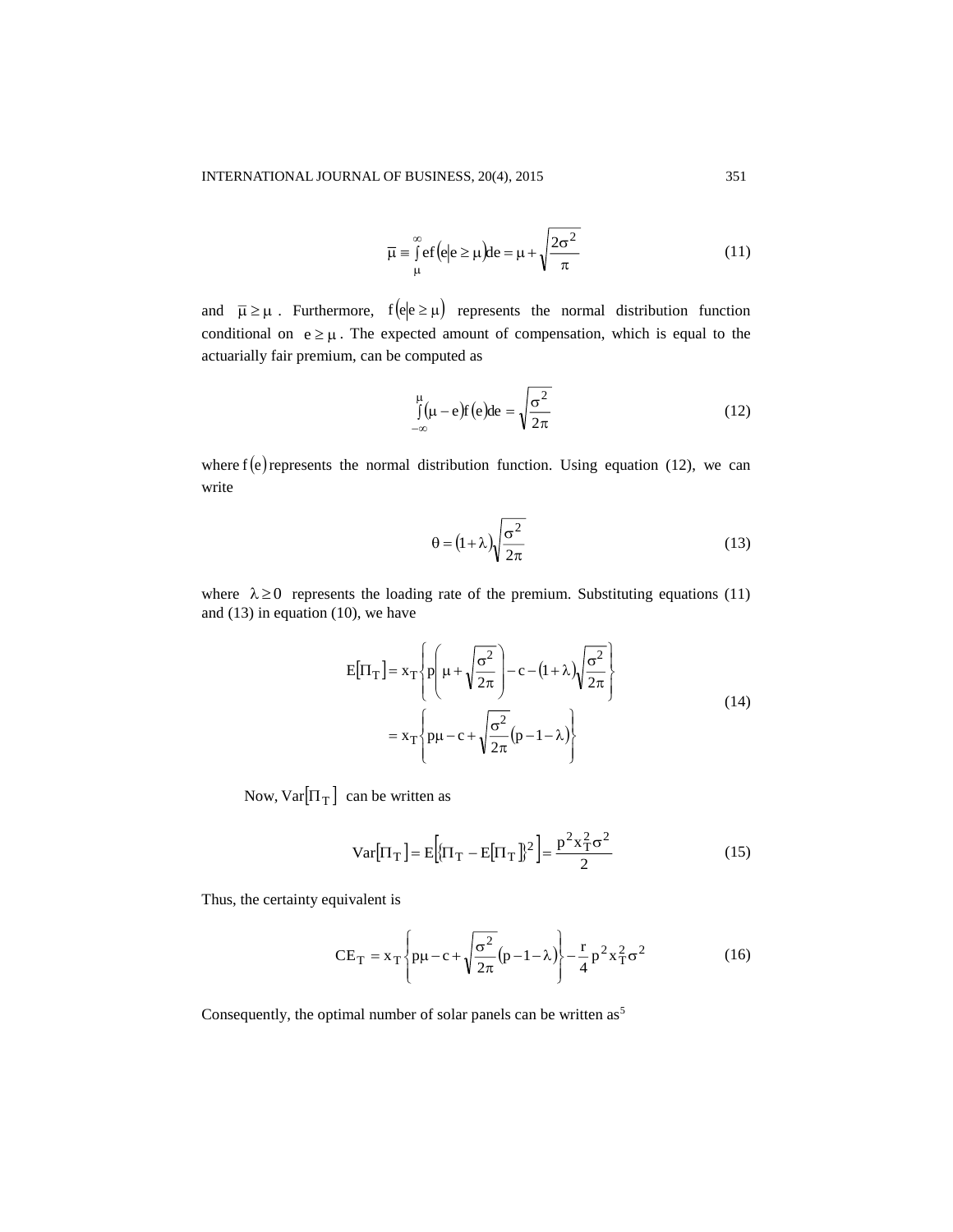$$\bar{\mu} \equiv \int_{\mu}^{\infty} e f\left(e \middle| e \geq \mu\right) de = \mu + \sqrt{\frac{2\sigma^2}{\pi}} \tag{11}$$

and $\bar{\mu} \geq \mu$. Furthermore, $f\left(e \middle| e \geq \mu\right)$ represents the normal distribution function conditional on $e \geq \mu$. The expected amount of compensation, which is equal to the actuarially fair premium, can be computed as

$$\int_{-\infty}^{\mu} (\mu - e) f(e) de = \sqrt{\frac{\sigma^2}{2\pi}} \tag{12}$$

where $f(e)$ represents the normal distribution function. Using equation (12), we can write

$$\theta = (1 + \lambda)\sqrt{\frac{\sigma^2}{2\pi}} \tag{13}$$

where $\lambda \geq 0$ represents the loading rate of the premium. Substituting equations (11) and (13) in equation (10), we have

$$\begin{aligned} E[\Pi_T] &= x_T \left\{ p\left( \mu + \sqrt{\frac{\sigma^2}{2\pi}} \right) - c - (1 + \lambda)\sqrt{\frac{\sigma^2}{2\pi}} \right\} \\ &= x_T \left\{ p\mu - c + \sqrt{\frac{\sigma^2}{2\pi}}(p - 1 - \lambda) \right\} \end{aligned} \tag{14}$$

Now, $\text{Var}[\Pi_T]$ can be written as

$$\text{Var}[\Pi_T] = E\left[\{\Pi_T - E[\Pi_T]\}^2\right] = \frac{p^2 x_T^2 \sigma^2}{2} \tag{15}$$

Thus, the certainty equivalent is

$$CE_T = x_T \left\{ p\mu - c + \sqrt{\frac{\sigma^2}{2\pi}}(p - 1 - \lambda) \right\} - \frac{r}{4} p^2 x_T^2 \sigma^2 \tag{16}$$

Consequently, the optimal number of solar panels can be written as[5]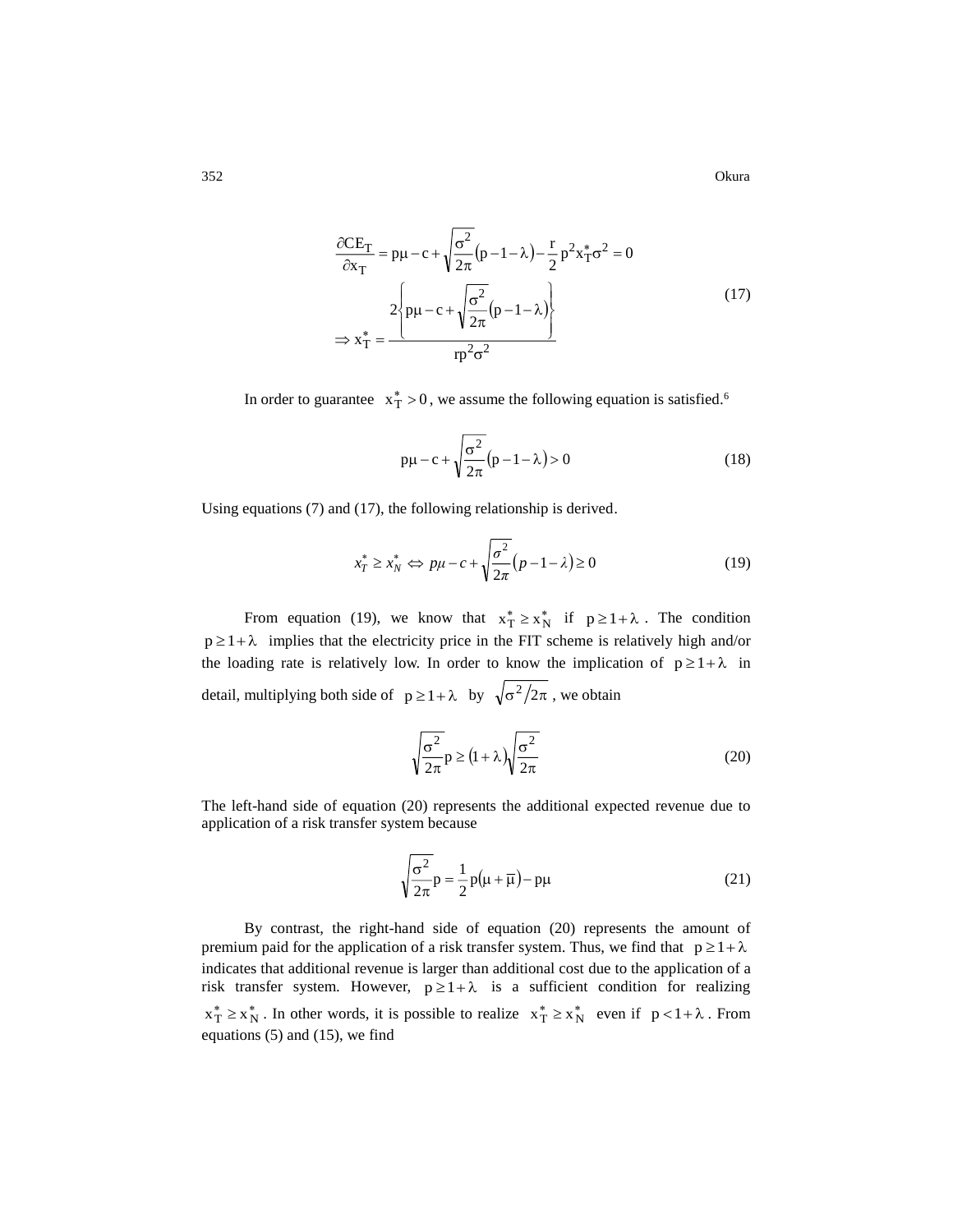$$\frac{\partial CE_T}{\partial x_T} = p\mu - c + \sqrt{\frac{\sigma^2}{2\pi}}(p - 1 - \lambda) - \frac{r}{2}p^2 x_T^* \sigma^2 = 0$$

$$\Rightarrow x_T^* = \frac{2\left\{p\mu - c + \sqrt{\frac{\sigma^2}{2\pi}}(p - 1 - \lambda)\right\}}{rp^2\sigma^2} \tag{17}$$

In order to guarantee $x_T^* > 0$, we assume the following equation is satisfied.[6]

$$p\mu - c + \sqrt{\frac{\sigma^2}{2\pi}}(p - 1 - \lambda) > 0 \tag{18}$$

Using equations (7) and (17), the following relationship is derived.

$$x_T^* \geq x_N^* \Leftrightarrow p\mu - c + \sqrt{\frac{\sigma^2}{2\pi}}(p - 1 - \lambda) \geq 0 \tag{19}$$

From equation (19), we know that $x_T^* \geq x_N^*$ if $p \geq 1 + \lambda$. The condition $p \geq 1 + \lambda$ implies that the electricity price in the FIT scheme is relatively high and/or the loading rate is relatively low. In order to know the implication of $p \geq 1 + \lambda$ in detail, multiplying both side of $p \geq 1 + \lambda$ by $\sqrt{\sigma^2/2\pi}$, we obtain

$$\sqrt{\frac{\sigma^2}{2\pi}}p \geq (1 + \lambda)\sqrt{\frac{\sigma^2}{2\pi}} \tag{20}$$

The left-hand side of equation (20) represents the additional expected revenue due to application of a risk transfer system because

$$\sqrt{\frac{\sigma^2}{2\pi}}p = \frac{1}{2}p(\mu + \bar{\mu}) - p\mu \tag{21}$$

By contrast, the right-hand side of equation (20) represents the amount of premium paid for the application of a risk transfer system. Thus, we find that $p \geq 1 + \lambda$ indicates that additional revenue is larger than additional cost due to the application of a risk transfer system. However, $p \geq 1 + \lambda$ is a sufficient condition for realizing $x_T^* \geq x_N^*$. In other words, it is possible to realize $x_T^* \geq x_N^*$ even if $p < 1 + \lambda$. From equations (5) and (15), we find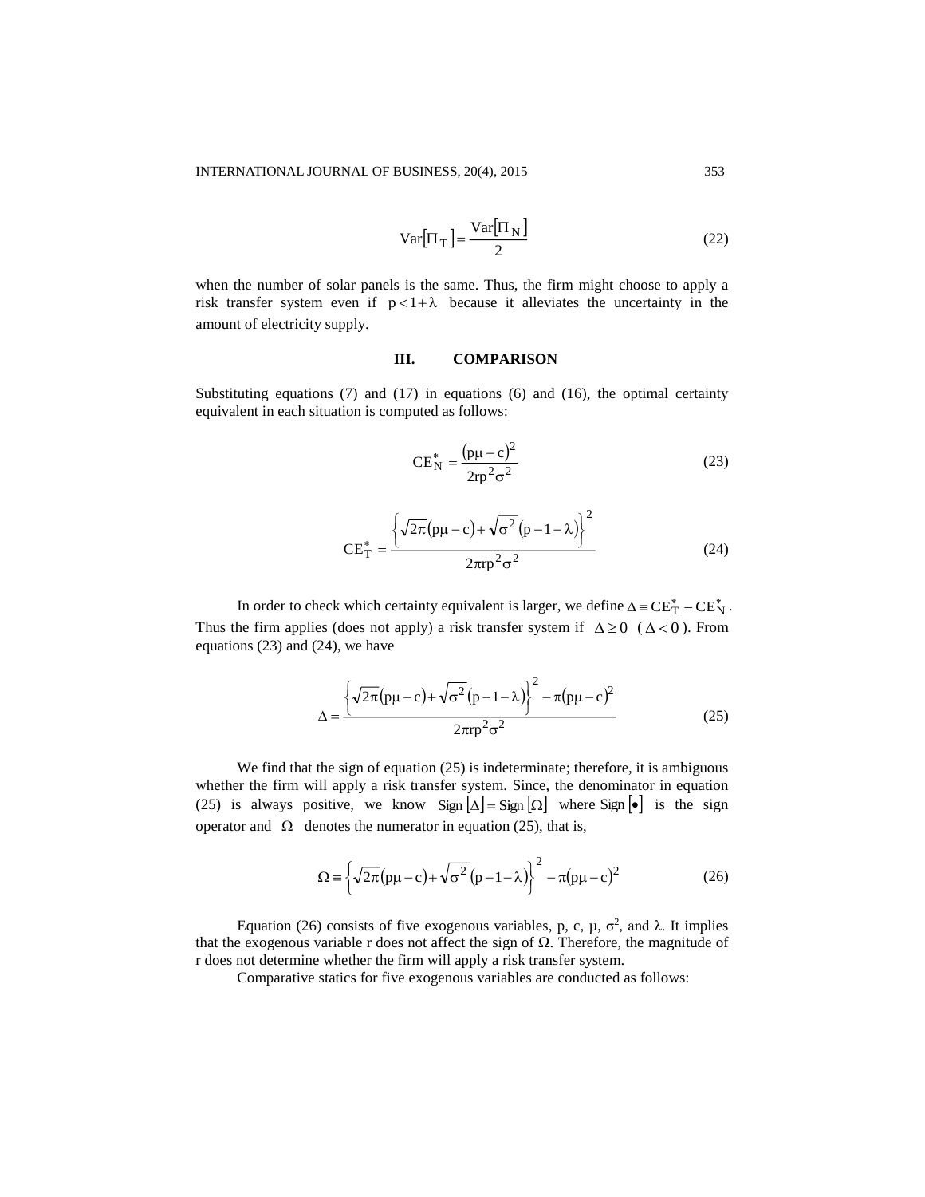$$\mathrm{Var}[\Pi_T] = \frac{\mathrm{Var}[\Pi_N]}{2} \tag{22}$$

when the number of solar panels is the same. Thus, the firm might choose to apply a risk transfer system even if $p < 1 + \lambda$ because it alleviates the uncertainty in the amount of electricity supply.

## III. COMPARISON

Substituting equations (7) and (17) in equations (6) and (16), the optimal certainty equivalent in each situation is computed as follows:

$$\mathrm{CE}_N^* = \frac{(p\mu - c)^2}{2rp^2\sigma^2} \tag{23}$$

$$\mathrm{CE}_T^* = \frac{\left\{\sqrt{2\pi}(p\mu - c) + \sqrt{\sigma^2}(p - 1 - \lambda)\right\}^2}{2\pi rp^2\sigma^2} \tag{24}$$

In order to check which certainty equivalent is larger, we define $\Delta \equiv \mathrm{CE}_T^* - \mathrm{CE}_N^*$. Thus the firm applies (does not apply) a risk transfer system if $\Delta \geq 0$ ($\Delta < 0$). From equations (23) and (24), we have

$$\Delta = \frac{\left\{\sqrt{2\pi}(p\mu - c) + \sqrt{\sigma^2}(p - 1 - \lambda)\right\}^2 - \pi(p\mu - c)^2}{2\pi rp^2\sigma^2} \tag{25}$$

We find that the sign of equation (25) is indeterminate; therefore, it is ambiguous whether the firm will apply a risk transfer system. Since, the denominator in equation (25) is always positive, we know $\mathrm{Sign}[\Delta] = \mathrm{Sign}[\Omega]$ where $\mathrm{Sign}[\bullet]$ is the sign operator and $\Omega$ denotes the numerator in equation (25), that is,

$$\Omega \equiv \left\{\sqrt{2\pi}(p\mu - c) + \sqrt{\sigma^2}(p - 1 - \lambda)\right\}^2 - \pi(p\mu - c)^2 \tag{26}$$

Equation (26) consists of five exogenous variables, p, c, $\mu$, $\sigma^2$, and $\lambda$. It implies that the exogenous variable r does not affect the sign of $\Omega$. Therefore, the magnitude of r does not determine whether the firm will apply a risk transfer system.

Comparative statics for five exogenous variables are conducted as follows: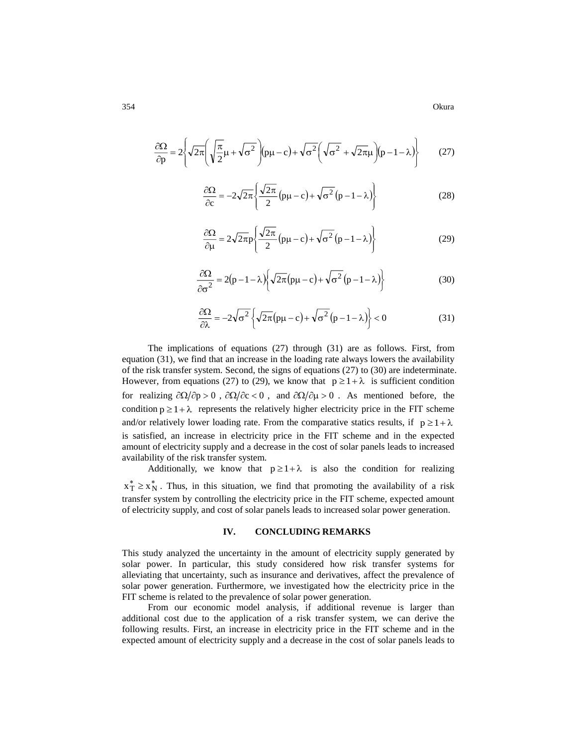$$\frac{\partial \Omega}{\partial p} = 2\left\{\sqrt{2\pi}\left(\sqrt{\frac{\pi}{2}}\mu + \sqrt{\sigma^2}\right)(p\mu - c) + \sqrt{\sigma^2}\left(\sqrt{\sigma^2} + \sqrt{2\pi}\mu\right)(p - 1 - \lambda)\right\} \tag{27}$$

$$\frac{\partial \Omega}{\partial c} = -2\sqrt{2\pi}\left\{\frac{\sqrt{2\pi}}{2}(p\mu - c) + \sqrt{\sigma^2}(p - 1 - \lambda)\right\} \tag{28}$$

$$\frac{\partial \Omega}{\partial \mu} = 2\sqrt{2\pi}p\left\{\frac{\sqrt{2\pi}}{2}(p\mu - c) + \sqrt{\sigma^2}(p - 1 - \lambda)\right\} \tag{29}$$

$$\frac{\partial \Omega}{\partial \sigma^2} = 2(p - 1 - \lambda)\left\{\sqrt{2\pi}(p\mu - c) + \sqrt{\sigma^2}(p - 1 - \lambda)\right\} \tag{30}$$

$$\frac{\partial \Omega}{\partial \lambda} = -2\sqrt{\sigma^2}\left\{\sqrt{2\pi}(p\mu - c) + \sqrt{\sigma^2}(p - 1 - \lambda)\right\} < 0 \tag{31}$$

The implications of equations (27) through (31) are as follows. First, from equation (31), we find that an increase in the loading rate always lowers the availability of the risk transfer system. Second, the signs of equations (27) to (30) are indeterminate. However, from equations (27) to (29), we know that $p \geq 1 + \lambda$ is sufficient condition for realizing $\partial\Omega/\partial p > 0$, $\partial\Omega/\partial c < 0$, and $\partial\Omega/\partial\mu > 0$. As mentioned before, the condition $p \geq 1 + \lambda$ represents the relatively higher electricity price in the FIT scheme and/or relatively lower loading rate. From the comparative statics results, if $p \geq 1 + \lambda$ is satisfied, an increase in electricity price in the FIT scheme and in the expected amount of electricity supply and a decrease in the cost of solar panels leads to increased availability of the risk transfer system.

Additionally, we know that $p \geq 1 + \lambda$ is also the condition for realizing $x_T^* \geq x_N^*$. Thus, in this situation, we find that promoting the availability of a risk transfer system by controlling the electricity price in the FIT scheme, expected amount of electricity supply, and cost of solar panels leads to increased solar power generation.

## IV. CONCLUDING REMARKS

This study analyzed the uncertainty in the amount of electricity supply generated by solar power. In particular, this study considered how risk transfer systems for alleviating that uncertainty, such as insurance and derivatives, affect the prevalence of solar power generation. Furthermore, we investigated how the electricity price in the FIT scheme is related to the prevalence of solar power generation.

From our economic model analysis, if additional revenue is larger than additional cost due to the application of a risk transfer system, we can derive the following results. First, an increase in electricity price in the FIT scheme and in the expected amount of electricity supply and a decrease in the cost of solar panels leads to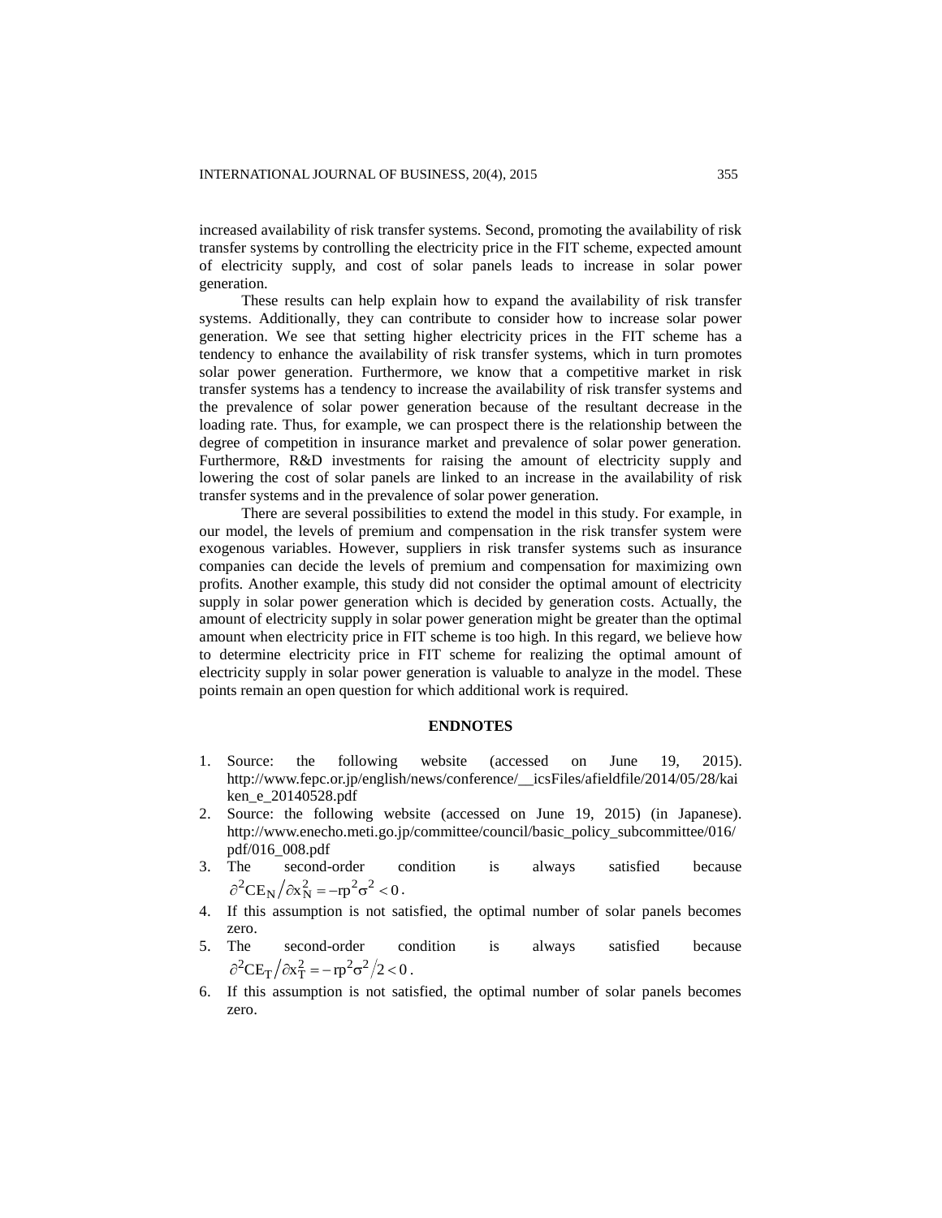increased availability of risk transfer systems. Second, promoting the availability of risk transfer systems by controlling the electricity price in the FIT scheme, expected amount of electricity supply, and cost of solar panels leads to increase in solar power generation.

These results can help explain how to expand the availability of risk transfer systems. Additionally, they can contribute to consider how to increase solar power generation. We see that setting higher electricity prices in the FIT scheme has a tendency to enhance the availability of risk transfer systems, which in turn promotes solar power generation. Furthermore, we know that a competitive market in risk transfer systems has a tendency to increase the availability of risk transfer systems and the prevalence of solar power generation because of the resultant decrease in the loading rate. Thus, for example, we can prospect there is the relationship between the degree of competition in insurance market and prevalence of solar power generation. Furthermore, R&D investments for raising the amount of electricity supply and lowering the cost of solar panels are linked to an increase in the availability of risk transfer systems and in the prevalence of solar power generation.

There are several possibilities to extend the model in this study. For example, in our model, the levels of premium and compensation in the risk transfer system were exogenous variables. However, suppliers in risk transfer systems such as insurance companies can decide the levels of premium and compensation for maximizing own profits. Another example, this study did not consider the optimal amount of electricity supply in solar power generation which is decided by generation costs. Actually, the amount of electricity supply in solar power generation might be greater than the optimal amount when electricity price in FIT scheme is too high. In this regard, we believe how to determine electricity price in FIT scheme for realizing the optimal amount of electricity supply in solar power generation is valuable to analyze in the model. These points remain an open question for which additional work is required.

## ENDNOTES

1. Source: the following website (accessed on June 19, 2015). http://www.fepc.or.jp/english/news/conference/__icsFiles/afieldfile/2014/05/28/kaiken_e_20140528.pdf
2. Source: the following website (accessed on June 19, 2015) (in Japanese). http://www.enecho.meti.go.jp/committee/council/basic_policy_subcommittee/016/pdf/016_008.pdf
3. The second-order condition is always satisfied because $\partial^2 CE_N / \partial x_N^2 = -rp^2\sigma^2 < 0$.
4. If this assumption is not satisfied, the optimal number of solar panels becomes zero.
5. The second-order condition is always satisfied because $\partial^2 CE_T / \partial x_T^2 = -rp^2\sigma^2 / 2 < 0$.
6. If this assumption is not satisfied, the optimal number of solar panels becomes zero.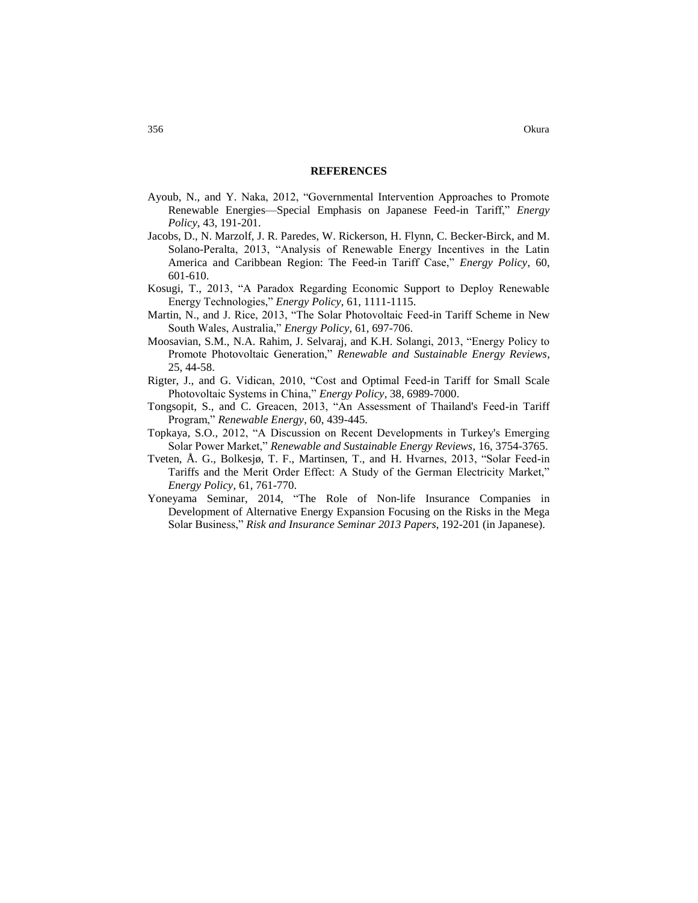## REFERENCES

Ayoub, N., and Y. Naka, 2012, "Governmental Intervention Approaches to Promote Renewable Energies—Special Emphasis on Japanese Feed-in Tariff," *Energy Policy*, 43, 191-201.

Jacobs, D., N. Marzolf, J. R. Paredes, W. Rickerson, H. Flynn, C. Becker-Birck, and M. Solano-Peralta, 2013, "Analysis of Renewable Energy Incentives in the Latin America and Caribbean Region: The Feed-in Tariff Case," *Energy Policy*, 60, 601-610.

Kosugi, T., 2013, "A Paradox Regarding Economic Support to Deploy Renewable Energy Technologies," *Energy Policy*, 61, 1111-1115.

Martin, N., and J. Rice, 2013, "The Solar Photovoltaic Feed-in Tariff Scheme in New South Wales, Australia," *Energy Policy*, 61, 697-706.

Moosavian, S.M., N.A. Rahim, J. Selvaraj, and K.H. Solangi, 2013, "Energy Policy to Promote Photovoltaic Generation," *Renewable and Sustainable Energy Reviews*, 25, 44-58.

Rigter, J., and G. Vidican, 2010, "Cost and Optimal Feed-in Tariff for Small Scale Photovoltaic Systems in China," *Energy Policy*, 38, 6989-7000.

Tongsopit, S., and C. Greacen, 2013, "An Assessment of Thailand's Feed-in Tariff Program," *Renewable Energy*, 60, 439-445.

Topkaya, S.O., 2012, "A Discussion on Recent Developments in Turkey's Emerging Solar Power Market," *Renewable and Sustainable Energy Reviews*, 16, 3754-3765.

Tveten, Å. G., Bolkesjø, T. F., Martinsen, T., and H. Hvarnes, 2013, "Solar Feed-in Tariffs and the Merit Order Effect: A Study of the German Electricity Market," *Energy Policy*, 61, 761-770.

Yoneyama Seminar, 2014, "The Role of Non-life Insurance Companies in Development of Alternative Energy Expansion Focusing on the Risks in the Mega Solar Business," *Risk and Insurance Seminar 2013 Papers*, 192-201 (in Japanese).